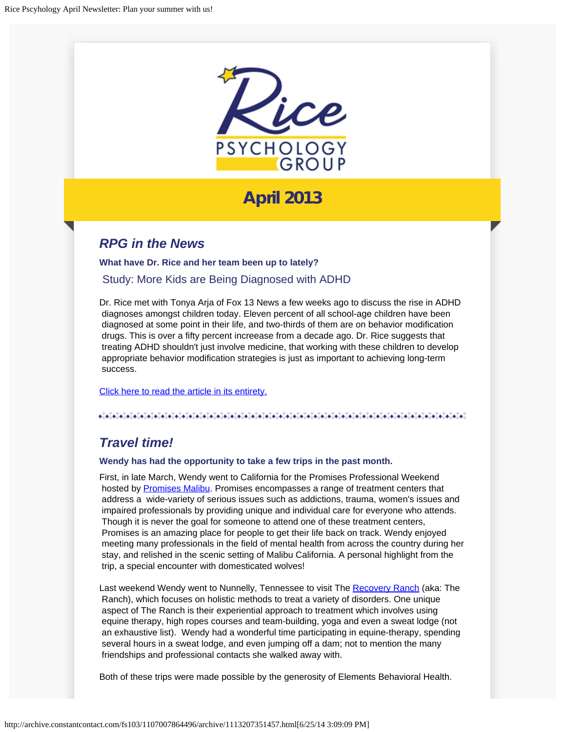Rice Psychology Group

# April 2013

## *RPG in the News*

**What have Dr. Rice and her team been up to lately?**

### Study: More Kids are Being Diagnosed with ADHD

Dr. Rice met with Tonya Arja of Fox 13 News a few weeks ago to discuss the rise in ADHD diagnoses amongst children today. Eleven percent of all school-age children have been diagnosed at some point in their life, and two-thirds of them are on behavior modification drugs. This is over a fifty percent increease from a decade ago. Dr. Rice suggests that treating ADHD shouldn't just involve medicine, that working with these children to develop appropriate behavior modification strategies is just as important to achieving long-term success.

Click here to read the article in its entirety.

---

## *Travel time!*

**Wendy has had the opportunity to take a few trips in the past month.**

First, in late March, Wendy went to California for the Promises Professional Weekend hosted by Promises Malibu. Promises encompasses a range of treatment centers that address a wide-variety of serious issues such as addictions, trauma, women's issues and impaired professionals by providing unique and individual care for everyone who attends. Though it is never the goal for someone to attend one of these treatment centers, Promises is an amazing place for people to get their life back on track. Wendy enjoyed meeting many professionals in the field of mental health from across the country during her stay, and relished in the scenic setting of Malibu California. A personal highlight from the trip, a special encounter with domesticated wolves!

Last weekend Wendy went to Nunnelly, Tennessee to visit The Recovery Ranch (aka: The Ranch), which focuses on holistic methods to treat a variety of disorders. One unique aspect of The Ranch is their experiential approach to treatment which involves using equine therapy, high ropes courses and team-building, yoga and even a sweat lodge (not an exhaustive list). Wendy had a wonderful time participating in equine-therapy, spending several hours in a sweat lodge, and even jumping off a dam; not to mention the many friendships and professional contacts she walked away with.

Both of these trips were made possible by the generosity of Elements Behavioral Health.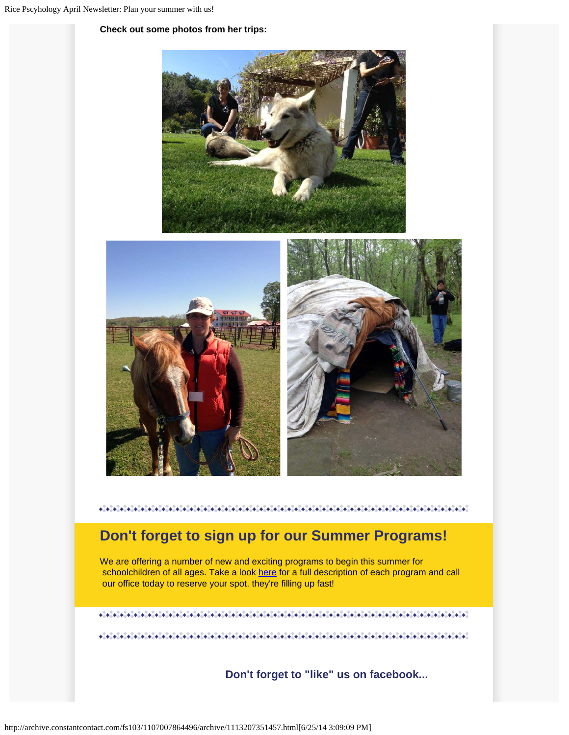**Check out some photos from her trips:**

## Don't forget to sign up for our Summer Programs!

We are offering a number of new and exciting programs to begin this summer for schoolchildren of all ages. Take a look here for a full description of each program and call our office today to reserve your spot. they're filling up fast!

### Don't forget to "like" us on facebook...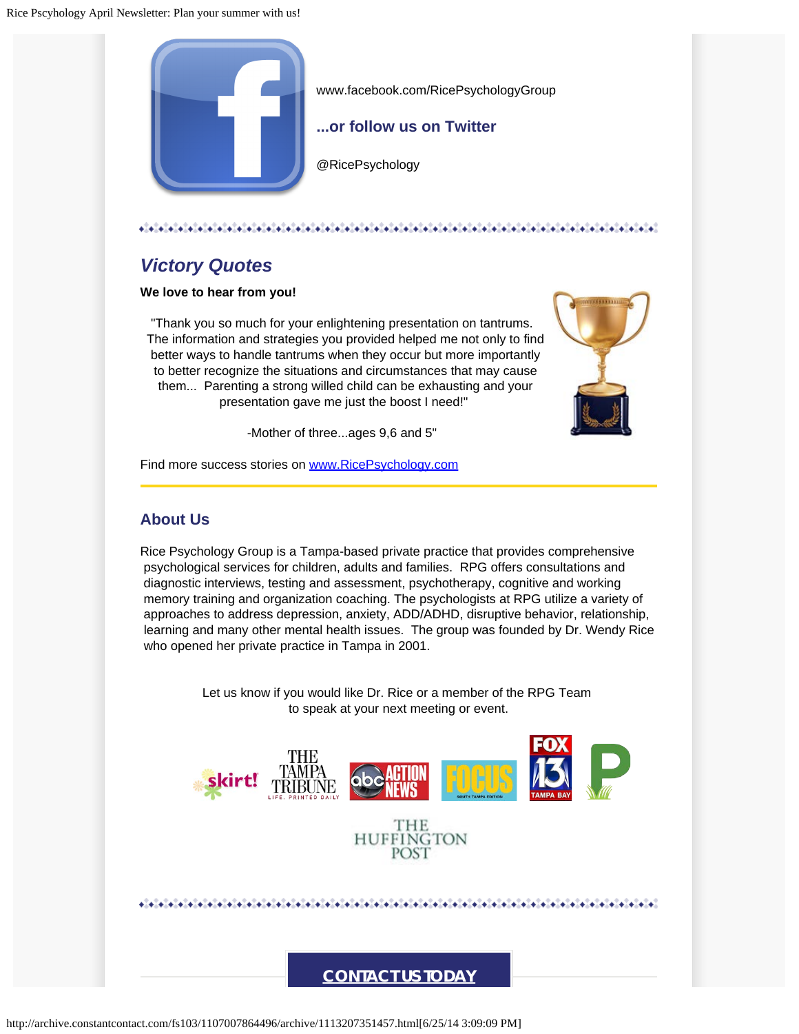www.facebook.com/RicePsychologyGroup

**...or follow us on Twitter**

@RicePsychology

## *Victory Quotes*

**We love to hear from you!**

"Thank you so much for your enlightening presentation on tantrums. The information and strategies you provided helped me not only to find better ways to handle tantrums when they occur but more importantly to better recognize the situations and circumstances that may cause them... Parenting a strong willed child can be exhausting and your presentation gave me just the boost I need!"

-Mother of three...ages 9,6 and 5"

Find more success stories on [www.RicePsychology.com](www.RicePsychology.com)

## About Us

Rice Psychology Group is a Tampa-based private practice that provides comprehensive psychological services for children, adults and families. RPG offers consultations and diagnostic interviews, testing and assessment, psychotherapy, cognitive and working memory training and organization coaching. The psychologists at RPG utilize a variety of approaches to address depression, anxiety, ADD/ADHD, disruptive behavior, relationship, learning and many other mental health issues. The group was founded by Dr. Wendy Rice who opened her private practice in Tampa in 2001.

Let us know if you would like Dr. Rice or a member of the RPG Team to speak at your next meeting or event.

**CONTACT US TODAY**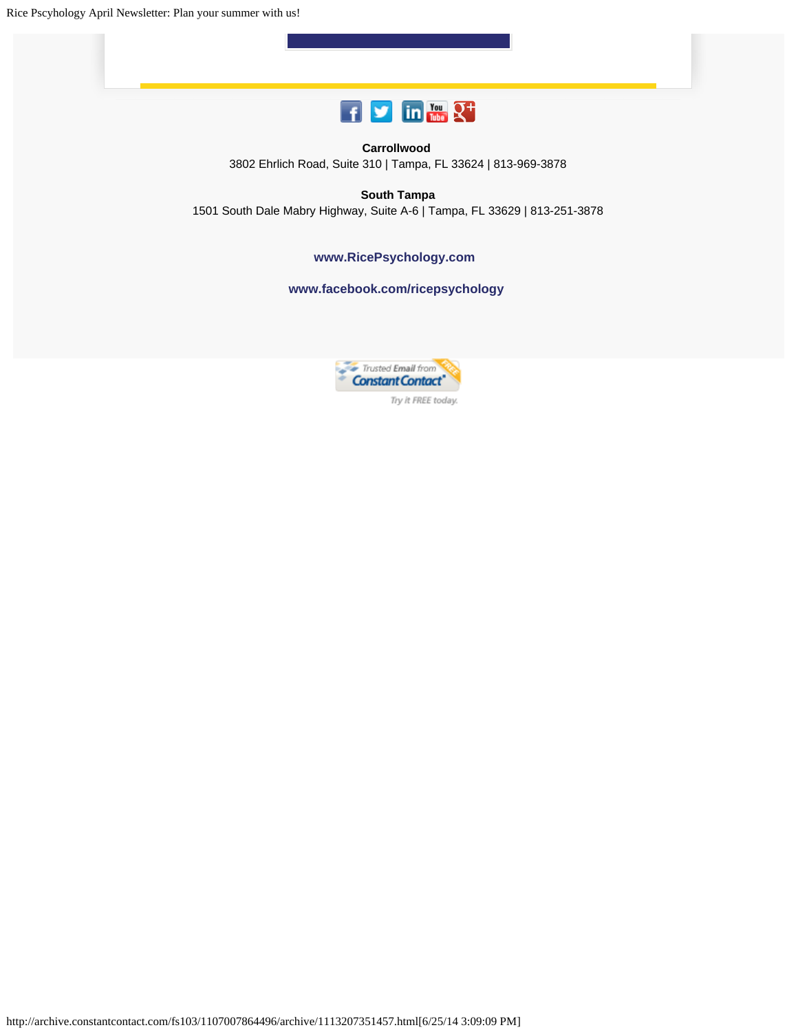**Carrollwood**
3802 Ehrlich Road, Suite 310 | Tampa, FL 33624 | 813-969-3878

**South Tampa**
1501 South Dale Mabry Highway, Suite A-6 | Tampa, FL 33629 | 813-251-3878

**www.RicePsychology.com**

**www.facebook.com/ricepsychology**